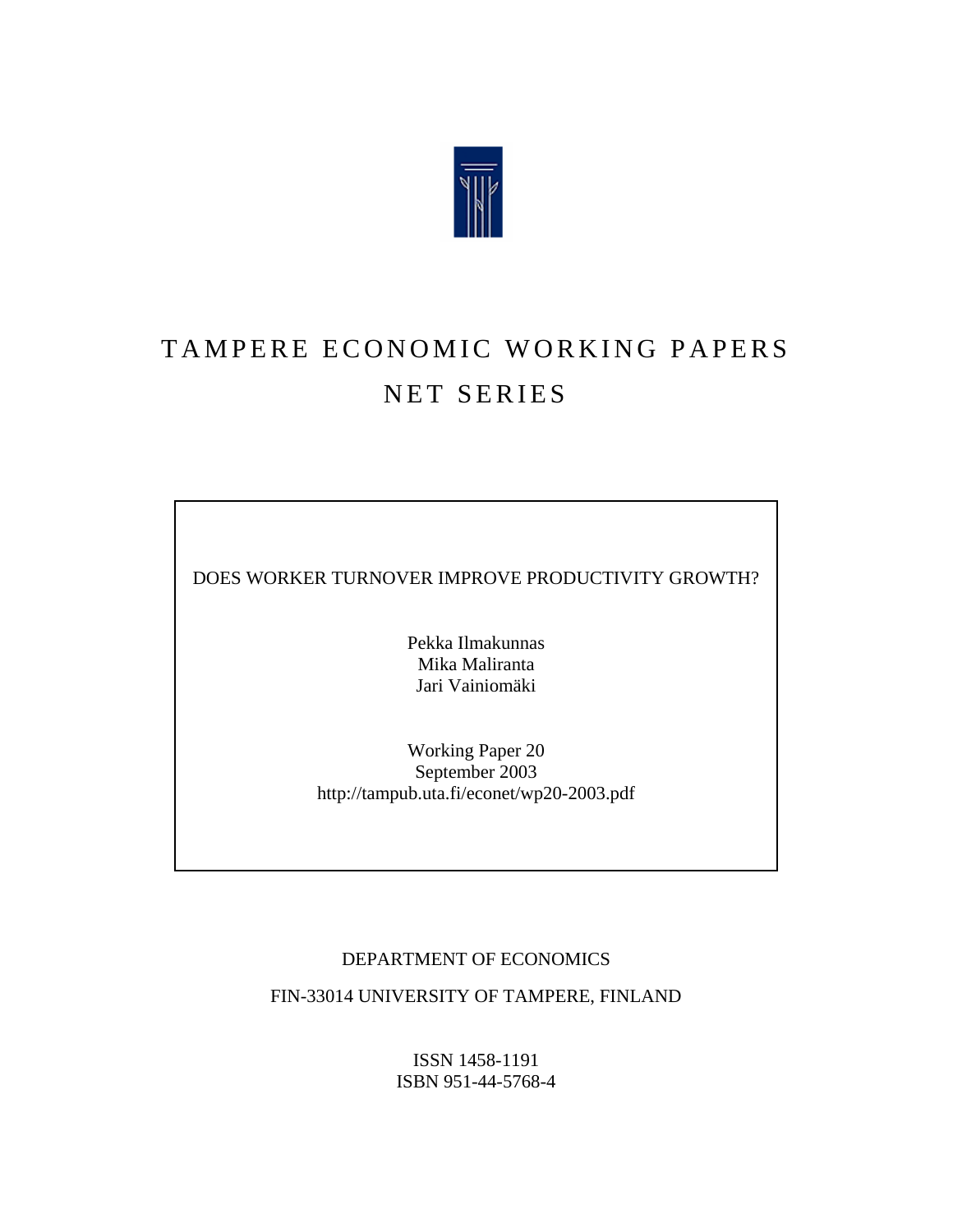# TAMPERE ECONOMIC WORKING PAPERS
## NET SERIES

DOES WORKER TURNOVER IMPROVE PRODUCTIVITY GROWTH?

Pekka Ilmakunnas
Mika Maliranta
Jari Vainiomäki

Working Paper 20
September 2003
http://tampub.uta.fi/econet/wp20-2003.pdf

DEPARTMENT OF ECONOMICS

FIN-33014 UNIVERSITY OF TAMPERE, FINLAND

ISSN 1458-1191
ISBN 951-44-5768-4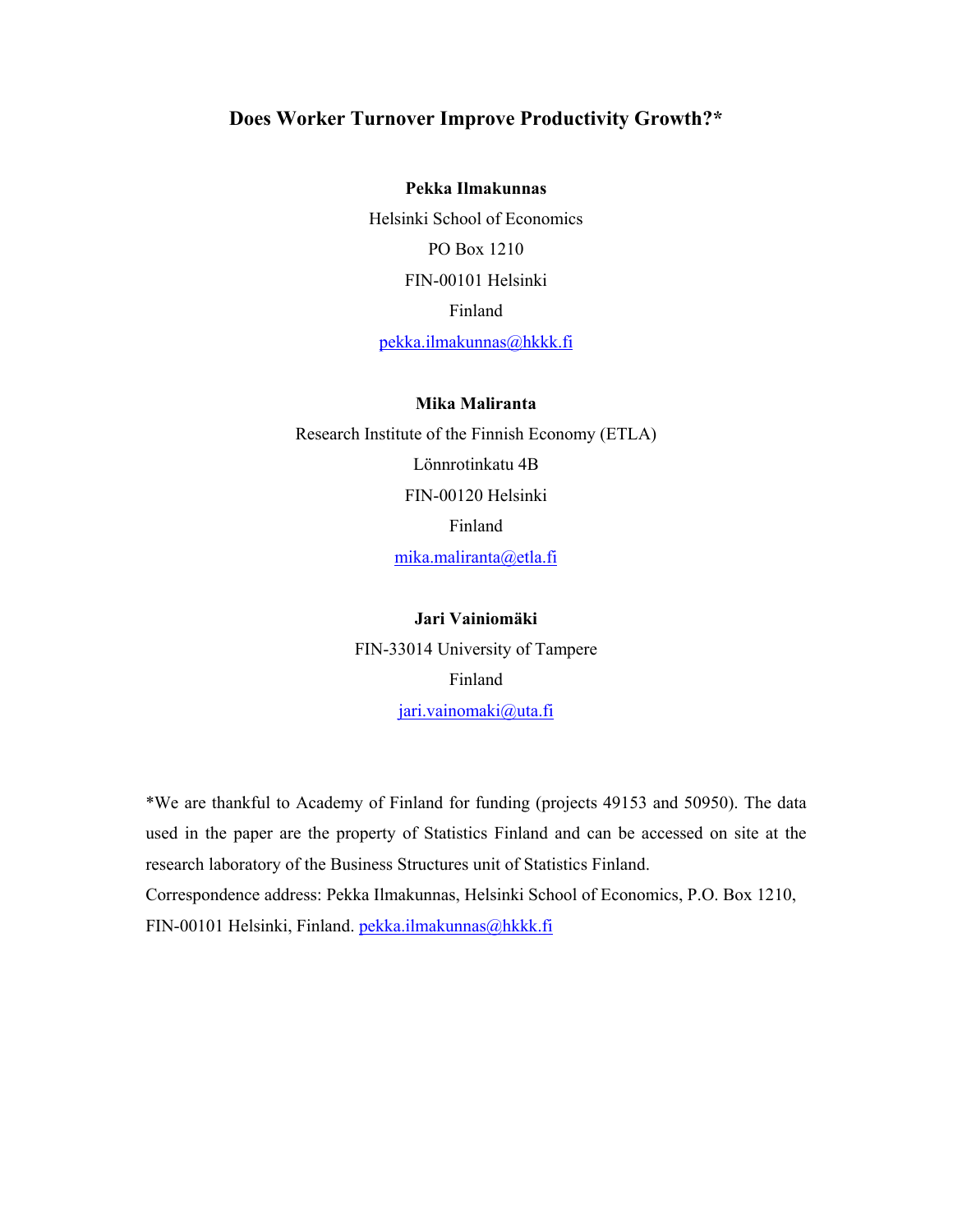# Does Worker Turnover Improve Productivity Growth?*

**Pekka Ilmakunnas**

Helsinki School of Economics

PO Box 1210

FIN-00101 Helsinki

Finland

pekka.ilmakunnas@hkkk.fi

**Mika Maliranta**

Research Institute of the Finnish Economy (ETLA)

Lönnrotinkatu 4B

FIN-00120 Helsinki

Finland

mika.maliranta@etla.fi

**Jari Vainiomäki**

FIN-33014 University of Tampere

Finland

jari.vainomaki@uta.fi

*We are thankful to Academy of Finland for funding (projects 49153 and 50950). The data used in the paper are the property of Statistics Finland and can be accessed on site at the research laboratory of the Business Structures unit of Statistics Finland.

Correspondence address: Pekka Ilmakunnas, Helsinki School of Economics, P.O. Box 1210, FIN-00101 Helsinki, Finland. pekka.ilmakunnas@hkkk.fi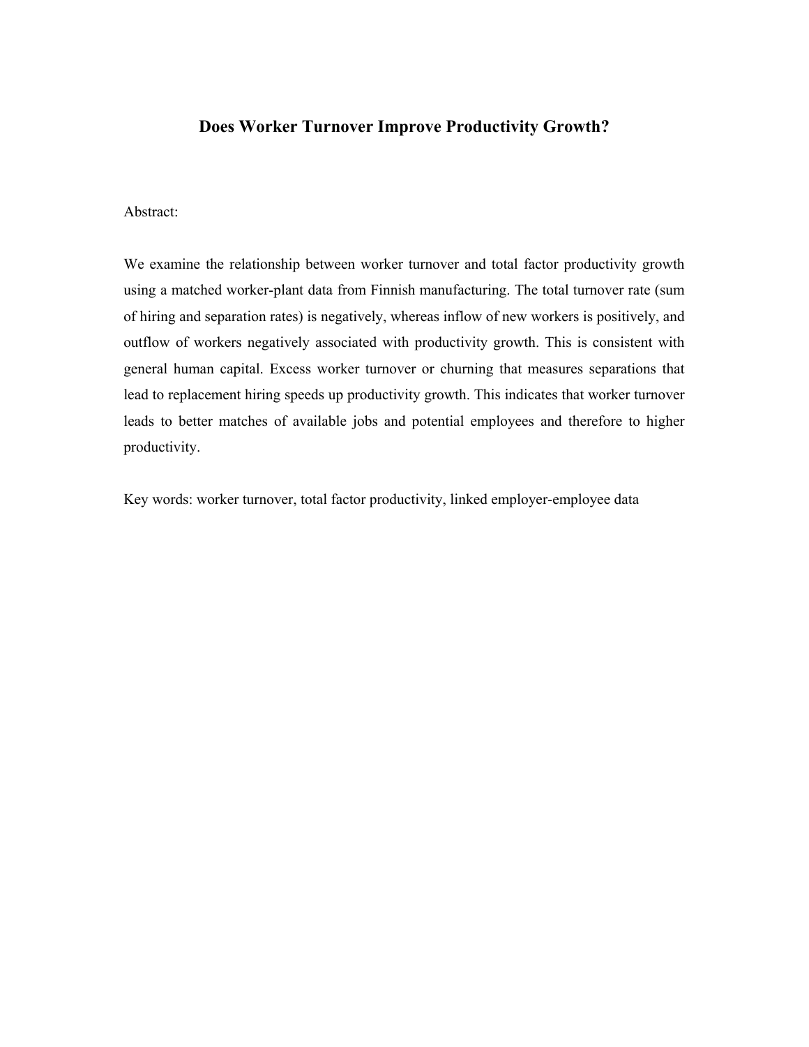# Does Worker Turnover Improve Productivity Growth?

Abstract:

We examine the relationship between worker turnover and total factor productivity growth using a matched worker-plant data from Finnish manufacturing. The total turnover rate (sum of hiring and separation rates) is negatively, whereas inflow of new workers is positively, and outflow of workers negatively associated with productivity growth. This is consistent with general human capital. Excess worker turnover or churning that measures separations that lead to replacement hiring speeds up productivity growth. This indicates that worker turnover leads to better matches of available jobs and potential employees and therefore to higher productivity.

Key words: worker turnover, total factor productivity, linked employer-employee data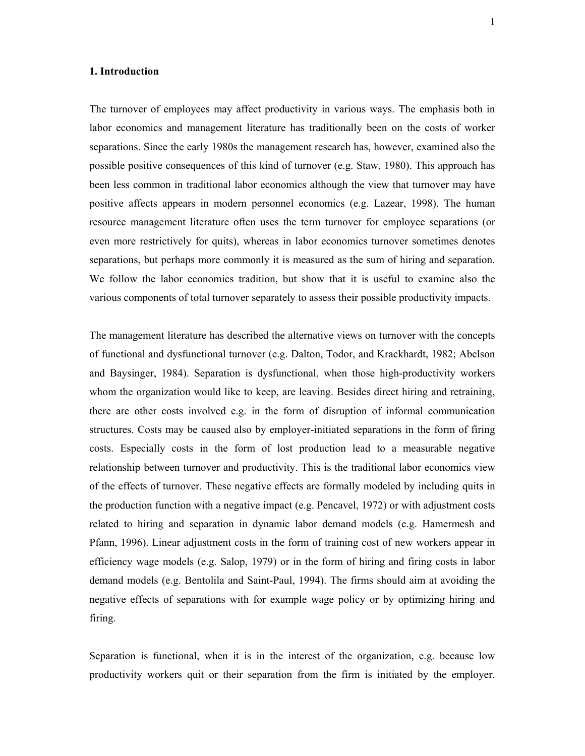## 1. Introduction

The turnover of employees may affect productivity in various ways. The emphasis both in labor economics and management literature has traditionally been on the costs of worker separations. Since the early 1980s the management research has, however, examined also the possible positive consequences of this kind of turnover (e.g. Staw, 1980). This approach has been less common in traditional labor economics although the view that turnover may have positive affects appears in modern personnel economics (e.g. Lazear, 1998). The human resource management literature often uses the term turnover for employee separations (or even more restrictively for quits), whereas in labor economics turnover sometimes denotes separations, but perhaps more commonly it is measured as the sum of hiring and separation. We follow the labor economics tradition, but show that it is useful to examine also the various components of total turnover separately to assess their possible productivity impacts.

The management literature has described the alternative views on turnover with the concepts of functional and dysfunctional turnover (e.g. Dalton, Todor, and Krackhardt, 1982; Abelson and Baysinger, 1984). Separation is dysfunctional, when those high-productivity workers whom the organization would like to keep, are leaving. Besides direct hiring and retraining, there are other costs involved e.g. in the form of disruption of informal communication structures. Costs may be caused also by employer-initiated separations in the form of firing costs. Especially costs in the form of lost production lead to a measurable negative relationship between turnover and productivity. This is the traditional labor economics view of the effects of turnover. These negative effects are formally modeled by including quits in the production function with a negative impact (e.g. Pencavel, 1972) or with adjustment costs related to hiring and separation in dynamic labor demand models (e.g. Hamermesh and Pfann, 1996). Linear adjustment costs in the form of training cost of new workers appear in efficiency wage models (e.g. Salop, 1979) or in the form of hiring and firing costs in labor demand models (e.g. Bentolila and Saint-Paul, 1994). The firms should aim at avoiding the negative effects of separations with for example wage policy or by optimizing hiring and firing.

Separation is functional, when it is in the interest of the organization, e.g. because low productivity workers quit or their separation from the firm is initiated by the employer.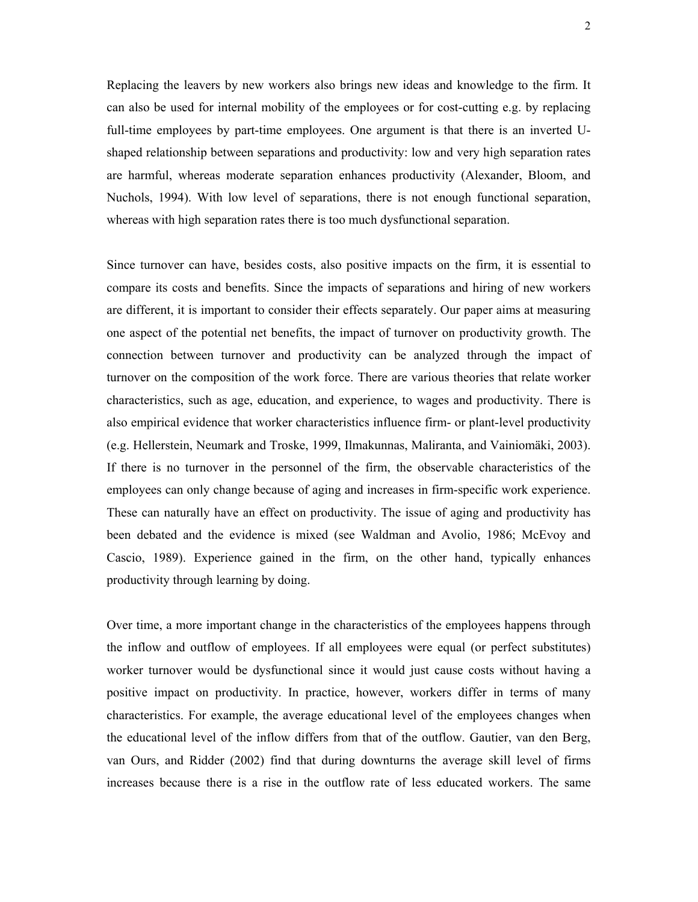Replacing the leavers by new workers also brings new ideas and knowledge to the firm. It can also be used for internal mobility of the employees or for cost-cutting e.g. by replacing full-time employees by part-time employees. One argument is that there is an inverted U-shaped relationship between separations and productivity: low and very high separation rates are harmful, whereas moderate separation enhances productivity (Alexander, Bloom, and Nuchols, 1994). With low level of separations, there is not enough functional separation, whereas with high separation rates there is too much dysfunctional separation.

Since turnover can have, besides costs, also positive impacts on the firm, it is essential to compare its costs and benefits. Since the impacts of separations and hiring of new workers are different, it is important to consider their effects separately. Our paper aims at measuring one aspect of the potential net benefits, the impact of turnover on productivity growth. The connection between turnover and productivity can be analyzed through the impact of turnover on the composition of the work force. There are various theories that relate worker characteristics, such as age, education, and experience, to wages and productivity. There is also empirical evidence that worker characteristics influence firm- or plant-level productivity (e.g. Hellerstein, Neumark and Troske, 1999, Ilmakunnas, Maliranta, and Vainiomäki, 2003). If there is no turnover in the personnel of the firm, the observable characteristics of the employees can only change because of aging and increases in firm-specific work experience. These can naturally have an effect on productivity. The issue of aging and productivity has been debated and the evidence is mixed (see Waldman and Avolio, 1986; McEvoy and Cascio, 1989). Experience gained in the firm, on the other hand, typically enhances productivity through learning by doing.

Over time, a more important change in the characteristics of the employees happens through the inflow and outflow of employees. If all employees were equal (or perfect substitutes) worker turnover would be dysfunctional since it would just cause costs without having a positive impact on productivity. In practice, however, workers differ in terms of many characteristics. For example, the average educational level of the employees changes when the educational level of the inflow differs from that of the outflow. Gautier, van den Berg, van Ours, and Ridder (2002) find that during downturns the average skill level of firms increases because there is a rise in the outflow rate of less educated workers. The same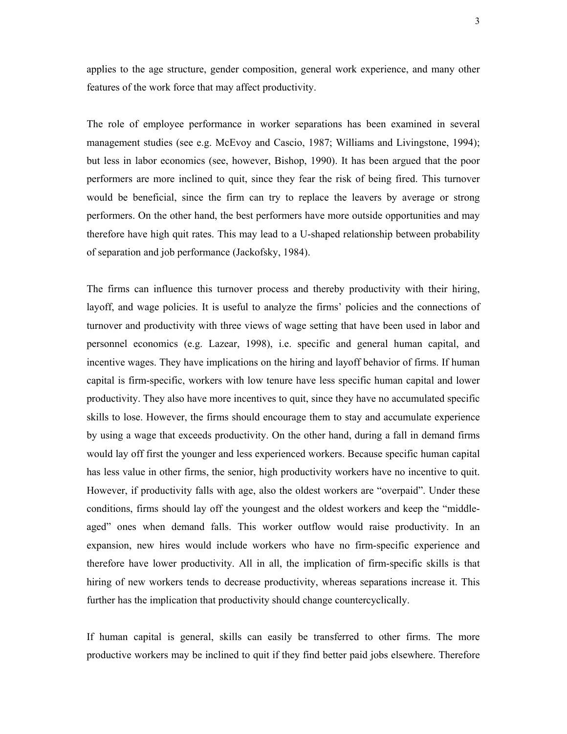applies to the age structure, gender composition, general work experience, and many other features of the work force that may affect productivity.

The role of employee performance in worker separations has been examined in several management studies (see e.g. McEvoy and Cascio, 1987; Williams and Livingstone, 1994); but less in labor economics (see, however, Bishop, 1990). It has been argued that the poor performers are more inclined to quit, since they fear the risk of being fired. This turnover would be beneficial, since the firm can try to replace the leavers by average or strong performers. On the other hand, the best performers have more outside opportunities and may therefore have high quit rates. This may lead to a U-shaped relationship between probability of separation and job performance (Jackofsky, 1984).

The firms can influence this turnover process and thereby productivity with their hiring, layoff, and wage policies. It is useful to analyze the firms' policies and the connections of turnover and productivity with three views of wage setting that have been used in labor and personnel economics (e.g. Lazear, 1998), i.e. specific and general human capital, and incentive wages. They have implications on the hiring and layoff behavior of firms. If human capital is firm-specific, workers with low tenure have less specific human capital and lower productivity. They also have more incentives to quit, since they have no accumulated specific skills to lose. However, the firms should encourage them to stay and accumulate experience by using a wage that exceeds productivity. On the other hand, during a fall in demand firms would lay off first the younger and less experienced workers. Because specific human capital has less value in other firms, the senior, high productivity workers have no incentive to quit. However, if productivity falls with age, also the oldest workers are "overpaid". Under these conditions, firms should lay off the youngest and the oldest workers and keep the "middle-aged" ones when demand falls. This worker outflow would raise productivity. In an expansion, new hires would include workers who have no firm-specific experience and therefore have lower productivity. All in all, the implication of firm-specific skills is that hiring of new workers tends to decrease productivity, whereas separations increase it. This further has the implication that productivity should change countercyclically.

If human capital is general, skills can easily be transferred to other firms. The more productive workers may be inclined to quit if they find better paid jobs elsewhere. Therefore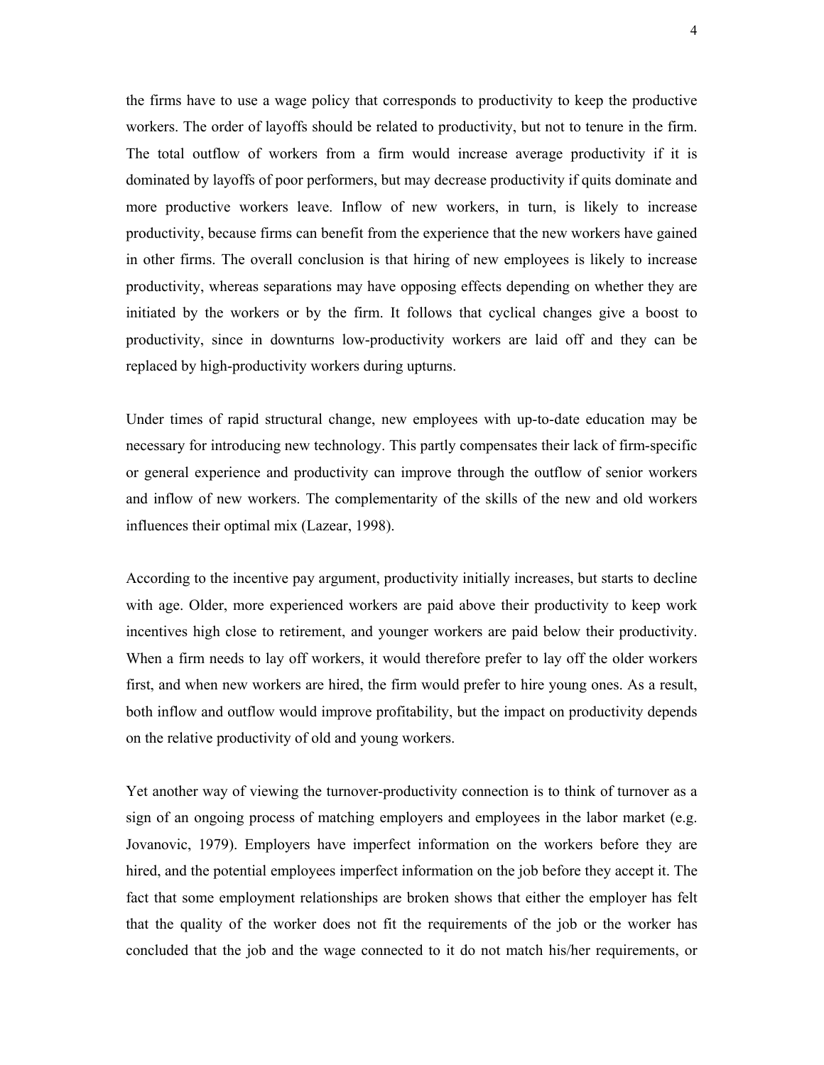the firms have to use a wage policy that corresponds to productivity to keep the productive workers. The order of layoffs should be related to productivity, but not to tenure in the firm. The total outflow of workers from a firm would increase average productivity if it is dominated by layoffs of poor performers, but may decrease productivity if quits dominate and more productive workers leave. Inflow of new workers, in turn, is likely to increase productivity, because firms can benefit from the experience that the new workers have gained in other firms. The overall conclusion is that hiring of new employees is likely to increase productivity, whereas separations may have opposing effects depending on whether they are initiated by the workers or by the firm. It follows that cyclical changes give a boost to productivity, since in downturns low-productivity workers are laid off and they can be replaced by high-productivity workers during upturns.

Under times of rapid structural change, new employees with up-to-date education may be necessary for introducing new technology. This partly compensates their lack of firm-specific or general experience and productivity can improve through the outflow of senior workers and inflow of new workers. The complementarity of the skills of the new and old workers influences their optimal mix (Lazear, 1998).

According to the incentive pay argument, productivity initially increases, but starts to decline with age. Older, more experienced workers are paid above their productivity to keep work incentives high close to retirement, and younger workers are paid below their productivity. When a firm needs to lay off workers, it would therefore prefer to lay off the older workers first, and when new workers are hired, the firm would prefer to hire young ones. As a result, both inflow and outflow would improve profitability, but the impact on productivity depends on the relative productivity of old and young workers.

Yet another way of viewing the turnover-productivity connection is to think of turnover as a sign of an ongoing process of matching employers and employees in the labor market (e.g. Jovanovic, 1979). Employers have imperfect information on the workers before they are hired, and the potential employees imperfect information on the job before they accept it. The fact that some employment relationships are broken shows that either the employer has felt that the quality of the worker does not fit the requirements of the job or the worker has concluded that the job and the wage connected to it do not match his/her requirements, or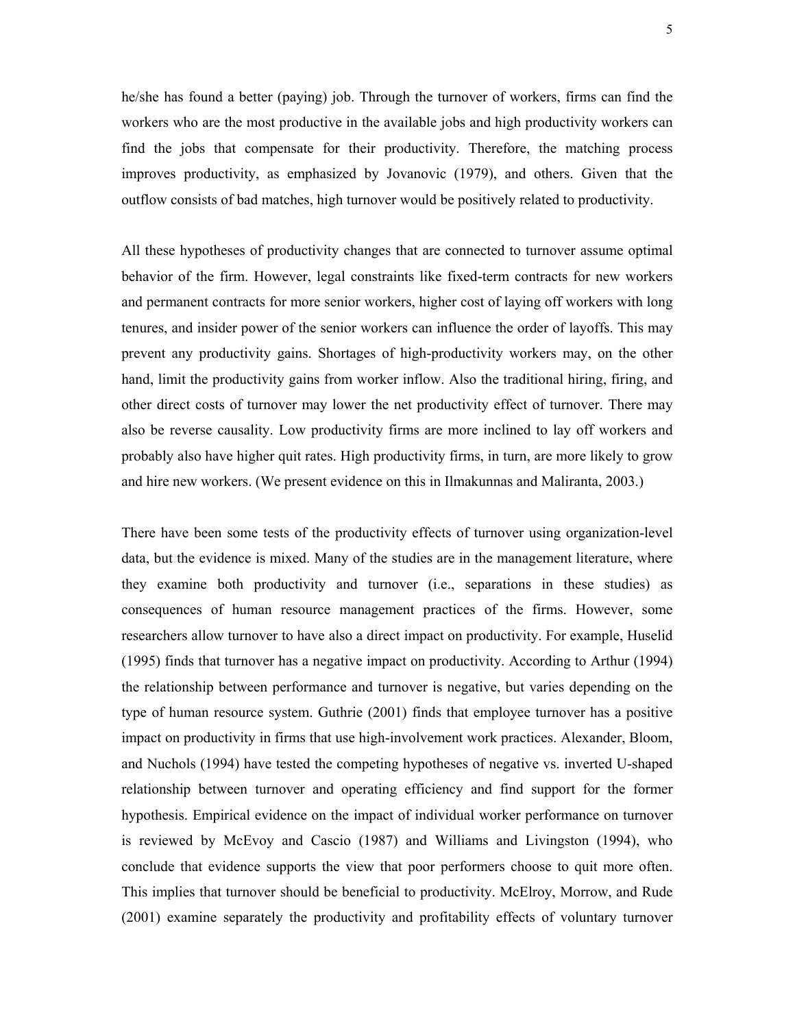he/she has found a better (paying) job. Through the turnover of workers, firms can find the workers who are the most productive in the available jobs and high productivity workers can find the jobs that compensate for their productivity. Therefore, the matching process improves productivity, as emphasized by Jovanovic (1979), and others. Given that the outflow consists of bad matches, high turnover would be positively related to productivity.

All these hypotheses of productivity changes that are connected to turnover assume optimal behavior of the firm. However, legal constraints like fixed-term contracts for new workers and permanent contracts for more senior workers, higher cost of laying off workers with long tenures, and insider power of the senior workers can influence the order of layoffs. This may prevent any productivity gains. Shortages of high-productivity workers may, on the other hand, limit the productivity gains from worker inflow. Also the traditional hiring, firing, and other direct costs of turnover may lower the net productivity effect of turnover. There may also be reverse causality. Low productivity firms are more inclined to lay off workers and probably also have higher quit rates. High productivity firms, in turn, are more likely to grow and hire new workers. (We present evidence on this in Ilmakunnas and Maliranta, 2003.)

There have been some tests of the productivity effects of turnover using organization-level data, but the evidence is mixed. Many of the studies are in the management literature, where they examine both productivity and turnover (i.e., separations in these studies) as consequences of human resource management practices of the firms. However, some researchers allow turnover to have also a direct impact on productivity. For example, Huselid (1995) finds that turnover has a negative impact on productivity. According to Arthur (1994) the relationship between performance and turnover is negative, but varies depending on the type of human resource system. Guthrie (2001) finds that employee turnover has a positive impact on productivity in firms that use high-involvement work practices. Alexander, Bloom, and Nuchols (1994) have tested the competing hypotheses of negative vs. inverted U-shaped relationship between turnover and operating efficiency and find support for the former hypothesis. Empirical evidence on the impact of individual worker performance on turnover is reviewed by McEvoy and Cascio (1987) and Williams and Livingston (1994), who conclude that evidence supports the view that poor performers choose to quit more often. This implies that turnover should be beneficial to productivity. McElroy, Morrow, and Rude (2001) examine separately the productivity and profitability effects of voluntary turnover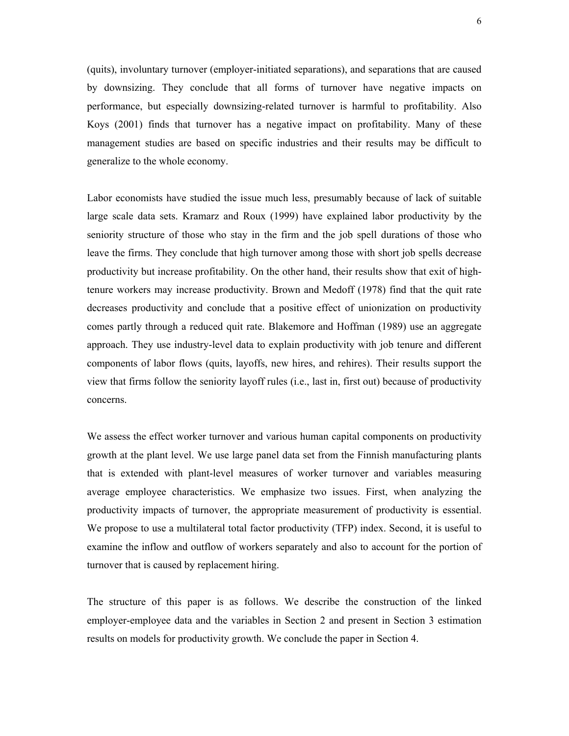(quits), involuntary turnover (employer-initiated separations), and separations that are caused by downsizing. They conclude that all forms of turnover have negative impacts on performance, but especially downsizing-related turnover is harmful to profitability. Also Koys (2001) finds that turnover has a negative impact on profitability. Many of these management studies are based on specific industries and their results may be difficult to generalize to the whole economy.

Labor economists have studied the issue much less, presumably because of lack of suitable large scale data sets. Kramarz and Roux (1999) have explained labor productivity by the seniority structure of those who stay in the firm and the job spell durations of those who leave the firms. They conclude that high turnover among those with short job spells decrease productivity but increase profitability. On the other hand, their results show that exit of high-tenure workers may increase productivity. Brown and Medoff (1978) find that the quit rate decreases productivity and conclude that a positive effect of unionization on productivity comes partly through a reduced quit rate. Blakemore and Hoffman (1989) use an aggregate approach. They use industry-level data to explain productivity with job tenure and different components of labor flows (quits, layoffs, new hires, and rehires). Their results support the view that firms follow the seniority layoff rules (i.e., last in, first out) because of productivity concerns.

We assess the effect worker turnover and various human capital components on productivity growth at the plant level. We use large panel data set from the Finnish manufacturing plants that is extended with plant-level measures of worker turnover and variables measuring average employee characteristics. We emphasize two issues. First, when analyzing the productivity impacts of turnover, the appropriate measurement of productivity is essential. We propose to use a multilateral total factor productivity (TFP) index. Second, it is useful to examine the inflow and outflow of workers separately and also to account for the portion of turnover that is caused by replacement hiring.

The structure of this paper is as follows. We describe the construction of the linked employer-employee data and the variables in Section 2 and present in Section 3 estimation results on models for productivity growth. We conclude the paper in Section 4.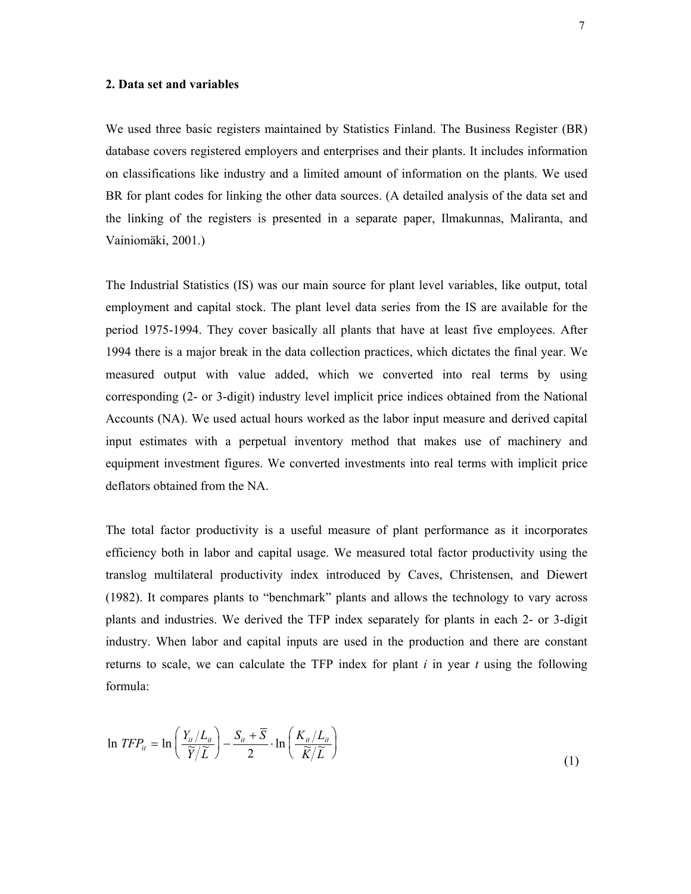## 2. Data set and variables

We used three basic registers maintained by Statistics Finland. The Business Register (BR) database covers registered employers and enterprises and their plants. It includes information on classifications like industry and a limited amount of information on the plants. We used BR for plant codes for linking the other data sources. (A detailed analysis of the data set and the linking of the registers is presented in a separate paper, Ilmakunnas, Maliranta, and Vainiomäki, 2001.)

The Industrial Statistics (IS) was our main source for plant level variables, like output, total employment and capital stock. The plant level data series from the IS are available for the period 1975-1994. They cover basically all plants that have at least five employees. After 1994 there is a major break in the data collection practices, which dictates the final year. We measured output with value added, which we converted into real terms by using corresponding (2- or 3-digit) industry level implicit price indices obtained from the National Accounts (NA). We used actual hours worked as the labor input measure and derived capital input estimates with a perpetual inventory method that makes use of machinery and equipment investment figures. We converted investments into real terms with implicit price deflators obtained from the NA.

The total factor productivity is a useful measure of plant performance as it incorporates efficiency both in labor and capital usage. We measured total factor productivity using the translog multilateral productivity index introduced by Caves, Christensen, and Diewert (1982). It compares plants to "benchmark" plants and allows the technology to vary across plants and industries. We derived the TFP index separately for plants in each 2- or 3-digit industry. When labor and capital inputs are used in the production and there are constant returns to scale, we can calculate the TFP index for plant $i$ in year $t$ using the following formula:

$$\ln TFP_{it} = \ln\left(\frac{Y_{it}/L_{it}}{\widetilde{Y}/\widetilde{L}}\right) - \frac{S_{it}+\overline{S}}{2}\cdot\ln\left(\frac{K_{it}/L_{it}}{\widetilde{K}/\widetilde{L}}\right) \tag{1}$$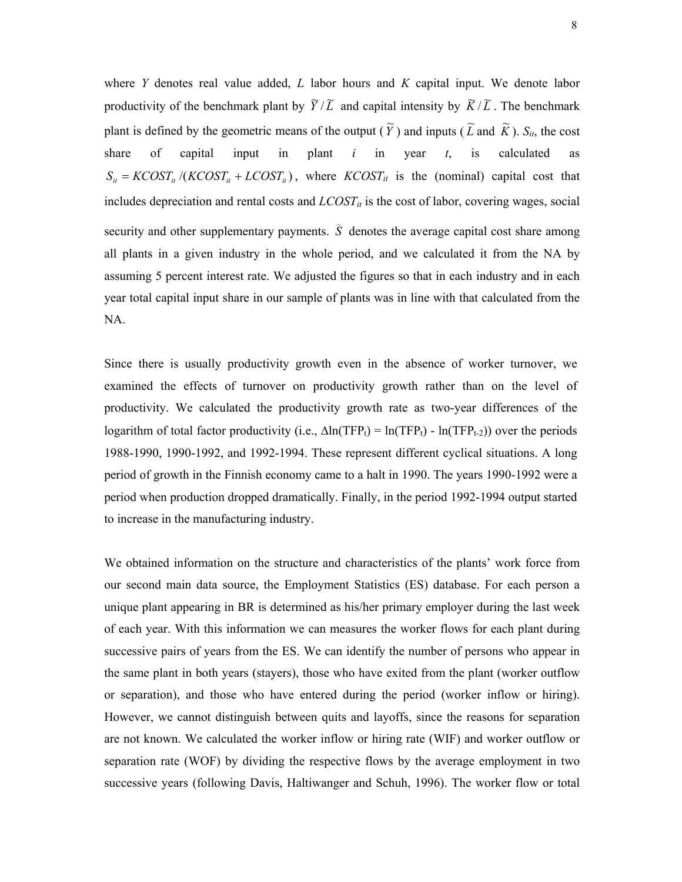where $Y$ denotes real value added, $L$ labor hours and $K$ capital input. We denote labor productivity of the benchmark plant by $\tilde{Y}/\tilde{L}$ and capital intensity by $\tilde{K}/\tilde{L}$. The benchmark plant is defined by the geometric means of the output ($\tilde{Y}$) and inputs ($\tilde{L}$ and $\tilde{K}$). $S_{it}$, the cost share of capital input in plant $i$ in year $t$, is calculated as $S_{it} = KCOST_{it} / (KCOST_{it} + LCOST_{it})$, where $KCOST_{it}$ is the (nominal) capital cost that includes depreciation and rental costs and $LCOST_{it}$ is the cost of labor, covering wages, social security and other supplementary payments. $\bar{S}$ denotes the average capital cost share among all plants in a given industry in the whole period, and we calculated it from the NA by assuming 5 percent interest rate. We adjusted the figures so that in each industry and in each year total capital input share in our sample of plants was in line with that calculated from the NA.

Since there is usually productivity growth even in the absence of worker turnover, we examined the effects of turnover on productivity growth rather than on the level of productivity. We calculated the productivity growth rate as two-year differences of the logarithm of total factor productivity (i.e., $\Delta\ln(TFP_t) = \ln(TFP_t) - \ln(TFP_{t-2})$) over the periods 1988-1990, 1990-1992, and 1992-1994. These represent different cyclical situations. A long period of growth in the Finnish economy came to a halt in 1990. The years 1990-1992 were a period when production dropped dramatically. Finally, in the period 1992-1994 output started to increase in the manufacturing industry.

We obtained information on the structure and characteristics of the plants' work force from our second main data source, the Employment Statistics (ES) database. For each person a unique plant appearing in BR is determined as his/her primary employer during the last week of each year. With this information we can measures the worker flows for each plant during successive pairs of years from the ES. We can identify the number of persons who appear in the same plant in both years (stayers), those who have exited from the plant (worker outflow or separation), and those who have entered during the period (worker inflow or hiring). However, we cannot distinguish between quits and layoffs, since the reasons for separation are not known. We calculated the worker inflow or hiring rate (WIF) and worker outflow or separation rate (WOF) by dividing the respective flows by the average employment in two successive years (following Davis, Haltiwanger and Schuh, 1996). The worker flow or total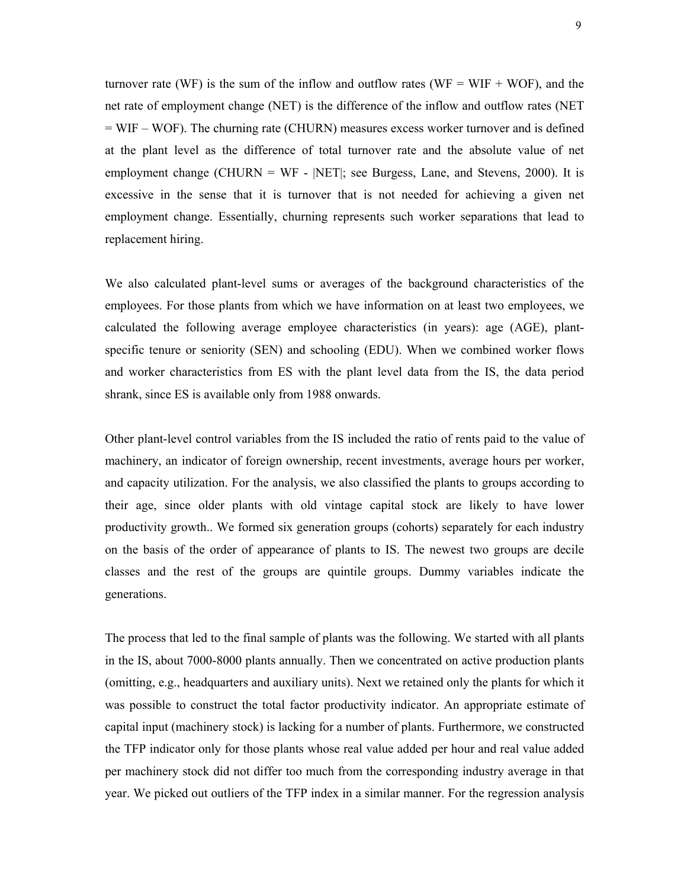turnover rate (WF) is the sum of the inflow and outflow rates (WF = WIF + WOF), and the net rate of employment change (NET) is the difference of the inflow and outflow rates (NET = WIF – WOF). The churning rate (CHURN) measures excess worker turnover and is defined at the plant level as the difference of total turnover rate and the absolute value of net employment change (CHURN = WF - |NET|; see Burgess, Lane, and Stevens, 2000). It is excessive in the sense that it is turnover that is not needed for achieving a given net employment change. Essentially, churning represents such worker separations that lead to replacement hiring.

We also calculated plant-level sums or averages of the background characteristics of the employees. For those plants from which we have information on at least two employees, we calculated the following average employee characteristics (in years): age (AGE), plant-specific tenure or seniority (SEN) and schooling (EDU). When we combined worker flows and worker characteristics from ES with the plant level data from the IS, the data period shrank, since ES is available only from 1988 onwards.

Other plant-level control variables from the IS included the ratio of rents paid to the value of machinery, an indicator of foreign ownership, recent investments, average hours per worker, and capacity utilization. For the analysis, we also classified the plants to groups according to their age, since older plants with old vintage capital stock are likely to have lower productivity growth.. We formed six generation groups (cohorts) separately for each industry on the basis of the order of appearance of plants to IS. The newest two groups are decile classes and the rest of the groups are quintile groups. Dummy variables indicate the generations.

The process that led to the final sample of plants was the following. We started with all plants in the IS, about 7000-8000 plants annually. Then we concentrated on active production plants (omitting, e.g., headquarters and auxiliary units). Next we retained only the plants for which it was possible to construct the total factor productivity indicator. An appropriate estimate of capital input (machinery stock) is lacking for a number of plants. Furthermore, we constructed the TFP indicator only for those plants whose real value added per hour and real value added per machinery stock did not differ too much from the corresponding industry average in that year. We picked out outliers of the TFP index in a similar manner. For the regression analysis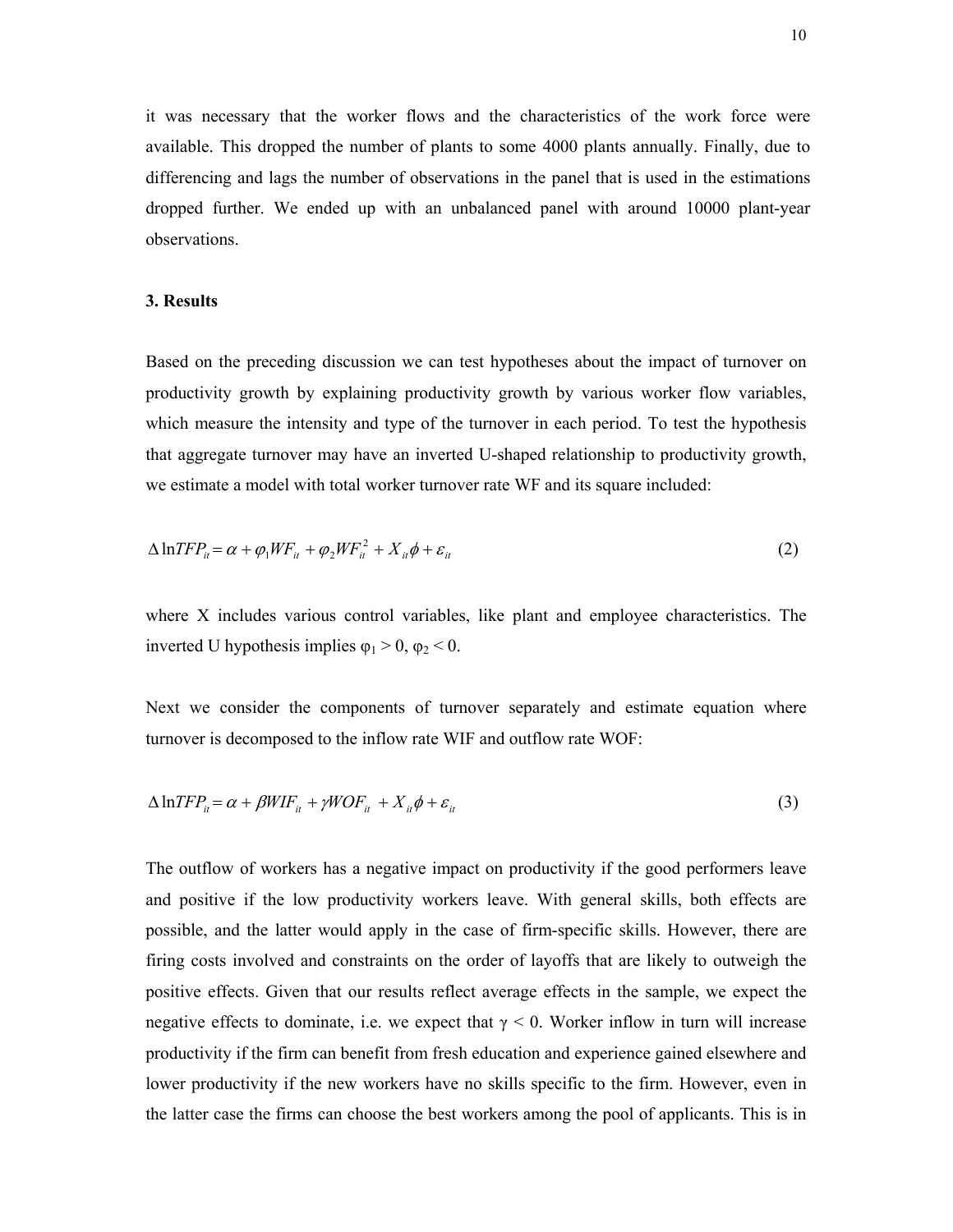it was necessary that the worker flows and the characteristics of the work force were available. This dropped the number of plants to some 4000 plants annually. Finally, due to differencing and lags the number of observations in the panel that is used in the estimations dropped further. We ended up with an unbalanced panel with around 10000 plant-year observations.

### 3. Results

Based on the preceding discussion we can test hypotheses about the impact of turnover on productivity growth by explaining productivity growth by various worker flow variables, which measure the intensity and type of the turnover in each period. To test the hypothesis that aggregate turnover may have an inverted U-shaped relationship to productivity growth, we estimate a model with total worker turnover rate WF and its square included:

$$\Delta \ln TFP_{it} = \alpha + \varphi_1 WF_{it} + \varphi_2 WF_{it}^2 + X_{it}\phi + \varepsilon_{it} \tag{2}$$

where X includes various control variables, like plant and employee characteristics. The inverted U hypothesis implies $\varphi_1 > 0$, $\varphi_2 < 0$.

Next we consider the components of turnover separately and estimate equation where turnover is decomposed to the inflow rate WIF and outflow rate WOF:

$$\Delta \ln TFP_{it} = \alpha + \beta WIF_{it} + \gamma WOF_{it} + X_{it}\phi + \varepsilon_{it} \tag{3}$$

The outflow of workers has a negative impact on productivity if the good performers leave and positive if the low productivity workers leave. With general skills, both effects are possible, and the latter would apply in the case of firm-specific skills. However, there are firing costs involved and constraints on the order of layoffs that are likely to outweigh the positive effects. Given that our results reflect average effects in the sample, we expect the negative effects to dominate, i.e. we expect that $\gamma < 0$. Worker inflow in turn will increase productivity if the firm can benefit from fresh education and experience gained elsewhere and lower productivity if the new workers have no skills specific to the firm. However, even in the latter case the firms can choose the best workers among the pool of applicants. This is in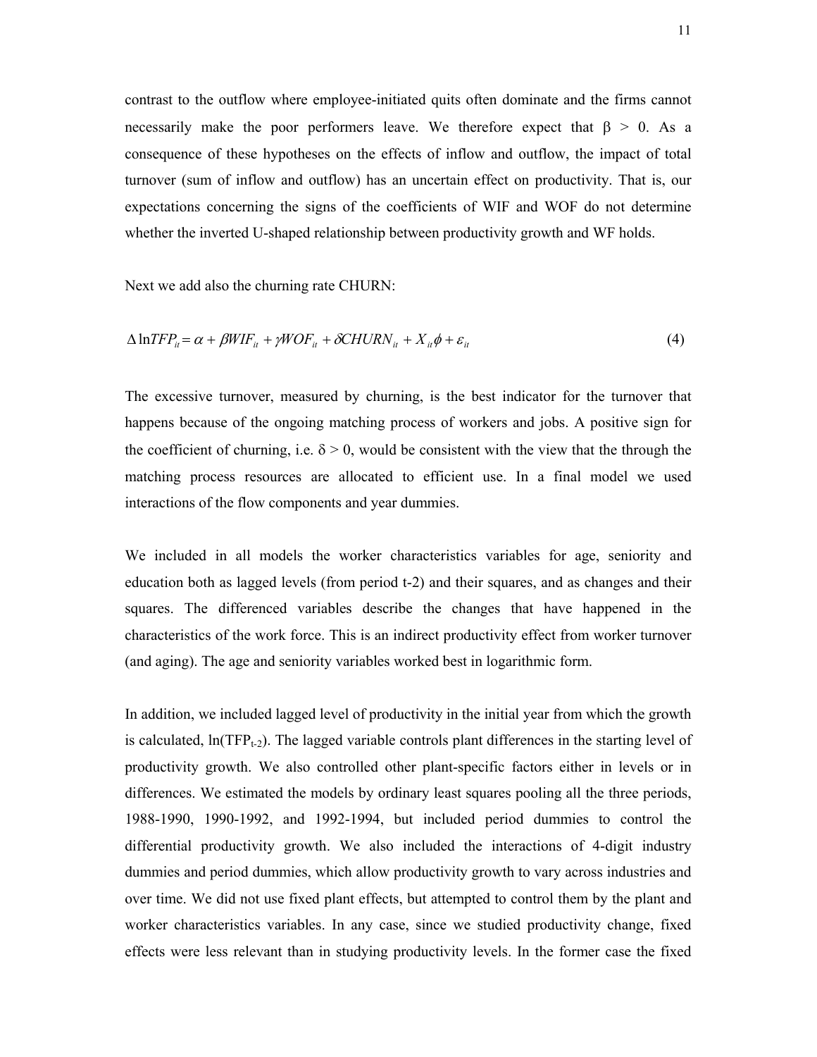contrast to the outflow where employee-initiated quits often dominate and the firms cannot necessarily make the poor performers leave. We therefore expect that $\beta > 0$. As a consequence of these hypotheses on the effects of inflow and outflow, the impact of total turnover (sum of inflow and outflow) has an uncertain effect on productivity. That is, our expectations concerning the signs of the coefficients of WIF and WOF do not determine whether the inverted U-shaped relationship between productivity growth and WF holds.

Next we add also the churning rate CHURN:

$$\Delta \ln TFP_{it} = \alpha + \beta WIF_{it} + \gamma WOF_{it} + \delta CHURN_{it} + X_{it}\phi + \varepsilon_{it} \tag{4}$$

The excessive turnover, measured by churning, is the best indicator for the turnover that happens because of the ongoing matching process of workers and jobs. A positive sign for the coefficient of churning, i.e. $\delta > 0$, would be consistent with the view that the through the matching process resources are allocated to efficient use. In a final model we used interactions of the flow components and year dummies.

We included in all models the worker characteristics variables for age, seniority and education both as lagged levels (from period t-2) and their squares, and as changes and their squares. The differenced variables describe the changes that have happened in the characteristics of the work force. This is an indirect productivity effect from worker turnover (and aging). The age and seniority variables worked best in logarithmic form.

In addition, we included lagged level of productivity in the initial year from which the growth is calculated, $\ln(TFP_{t-2})$. The lagged variable controls plant differences in the starting level of productivity growth. We also controlled other plant-specific factors either in levels or in differences. We estimated the models by ordinary least squares pooling all the three periods, 1988-1990, 1990-1992, and 1992-1994, but included period dummies to control the differential productivity growth. We also included the interactions of 4-digit industry dummies and period dummies, which allow productivity growth to vary across industries and over time. We did not use fixed plant effects, but attempted to control them by the plant and worker characteristics variables. In any case, since we studied productivity change, fixed effects were less relevant than in studying productivity levels. In the former case the fixed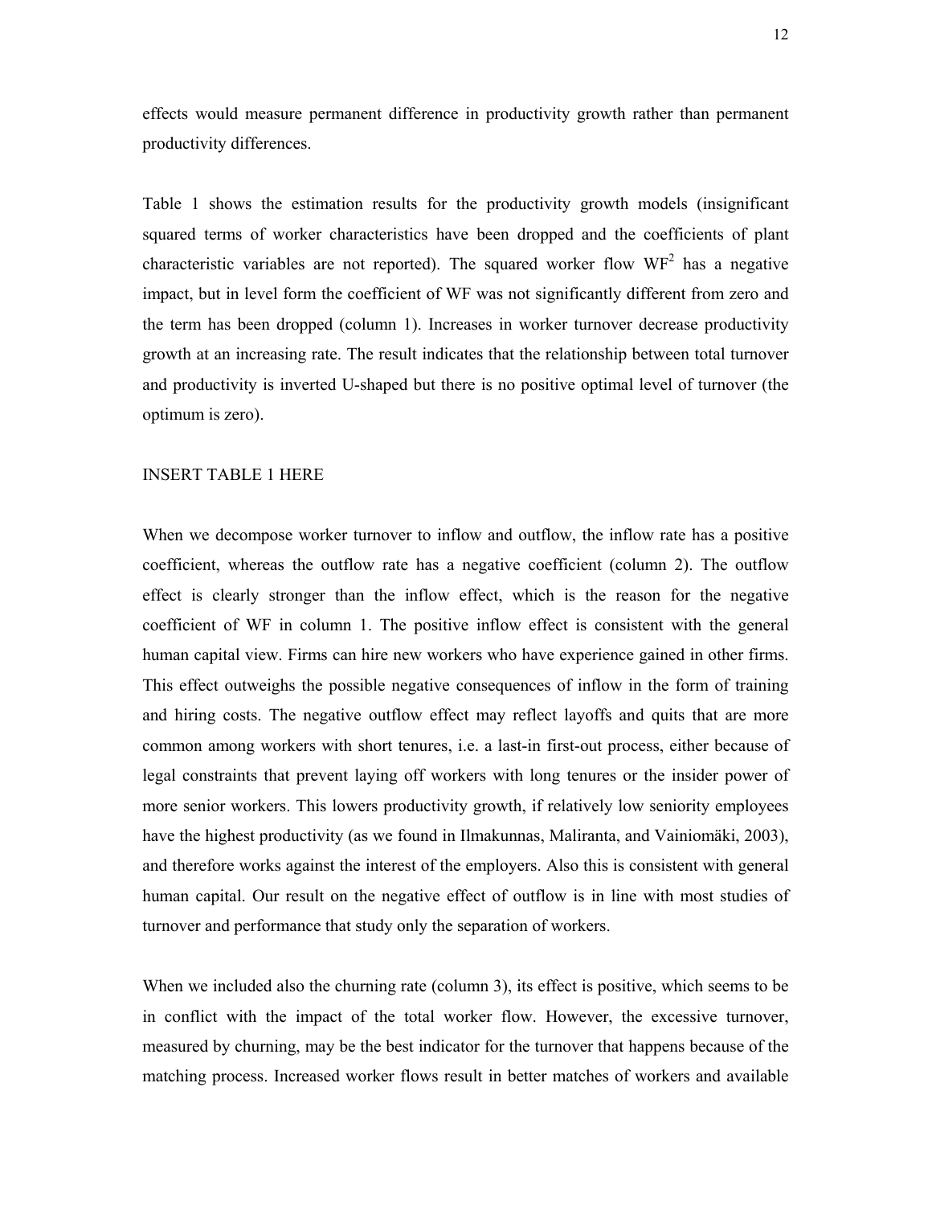effects would measure permanent difference in productivity growth rather than permanent productivity differences.

Table 1 shows the estimation results for the productivity growth models (insignificant squared terms of worker characteristics have been dropped and the coefficients of plant characteristic variables are not reported). The squared worker flow $WF^2$ has a negative impact, but in level form the coefficient of WF was not significantly different from zero and the term has been dropped (column 1). Increases in worker turnover decrease productivity growth at an increasing rate. The result indicates that the relationship between total turnover and productivity is inverted U-shaped but there is no positive optimal level of turnover (the optimum is zero).

INSERT TABLE 1 HERE

When we decompose worker turnover to inflow and outflow, the inflow rate has a positive coefficient, whereas the outflow rate has a negative coefficient (column 2). The outflow effect is clearly stronger than the inflow effect, which is the reason for the negative coefficient of WF in column 1. The positive inflow effect is consistent with the general human capital view. Firms can hire new workers who have experience gained in other firms. This effect outweighs the possible negative consequences of inflow in the form of training and hiring costs. The negative outflow effect may reflect layoffs and quits that are more common among workers with short tenures, i.e. a last-in first-out process, either because of legal constraints that prevent laying off workers with long tenures or the insider power of more senior workers. This lowers productivity growth, if relatively low seniority employees have the highest productivity (as we found in Ilmakunnas, Maliranta, and Vainiomäki, 2003), and therefore works against the interest of the employers. Also this is consistent with general human capital. Our result on the negative effect of outflow is in line with most studies of turnover and performance that study only the separation of workers.

When we included also the churning rate (column 3), its effect is positive, which seems to be in conflict with the impact of the total worker flow. However, the excessive turnover, measured by churning, may be the best indicator for the turnover that happens because of the matching process. Increased worker flows result in better matches of workers and available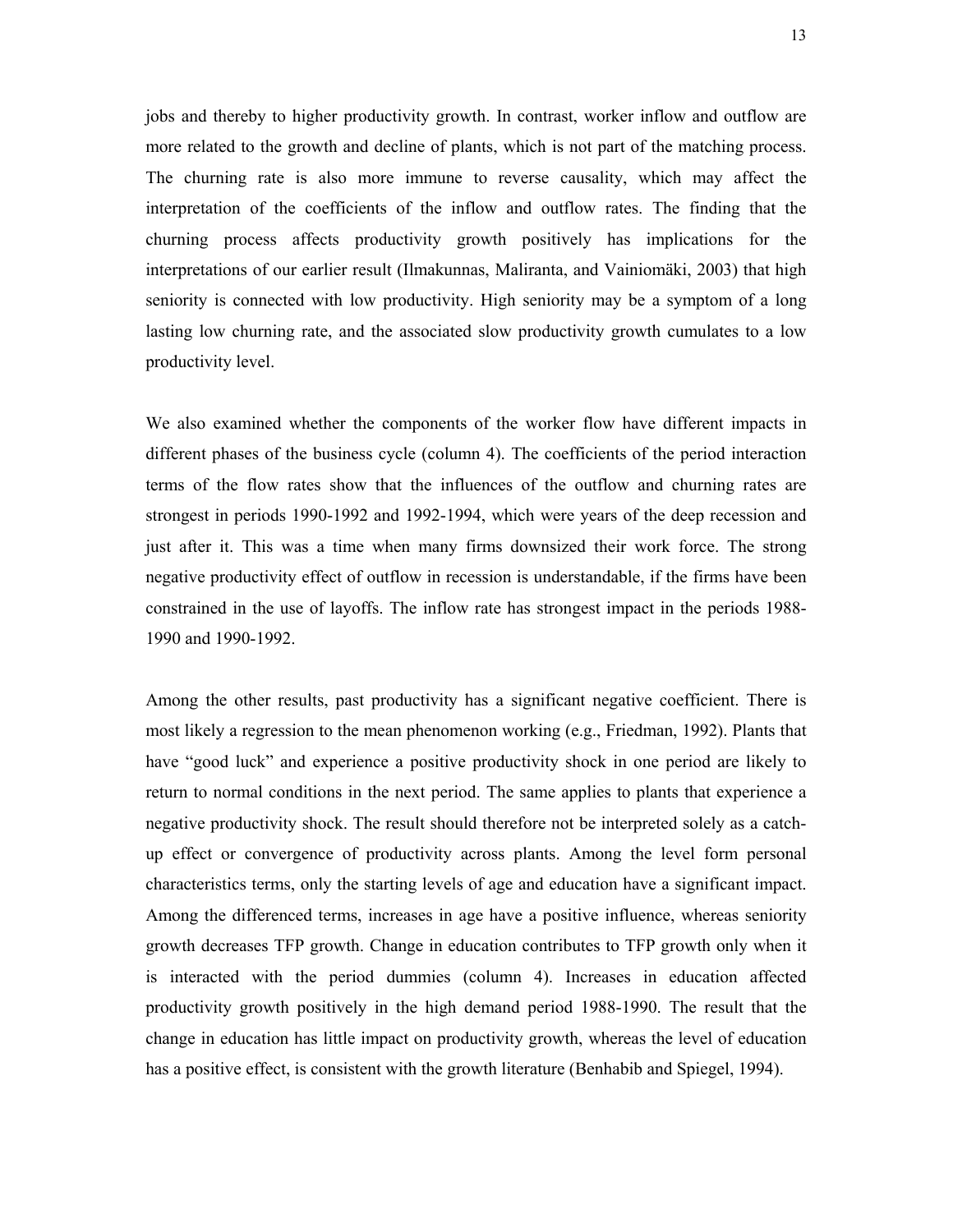jobs and thereby to higher productivity growth. In contrast, worker inflow and outflow are more related to the growth and decline of plants, which is not part of the matching process. The churning rate is also more immune to reverse causality, which may affect the interpretation of the coefficients of the inflow and outflow rates. The finding that the churning process affects productivity growth positively has implications for the interpretations of our earlier result (Ilmakunnas, Maliranta, and Vainiomäki, 2003) that high seniority is connected with low productivity. High seniority may be a symptom of a long lasting low churning rate, and the associated slow productivity growth cumulates to a low productivity level.

We also examined whether the components of the worker flow have different impacts in different phases of the business cycle (column 4). The coefficients of the period interaction terms of the flow rates show that the influences of the outflow and churning rates are strongest in periods 1990-1992 and 1992-1994, which were years of the deep recession and just after it. This was a time when many firms downsized their work force. The strong negative productivity effect of outflow in recession is understandable, if the firms have been constrained in the use of layoffs. The inflow rate has strongest impact in the periods 1988-1990 and 1990-1992.

Among the other results, past productivity has a significant negative coefficient. There is most likely a regression to the mean phenomenon working (e.g., Friedman, 1992). Plants that have "good luck" and experience a positive productivity shock in one period are likely to return to normal conditions in the next period. The same applies to plants that experience a negative productivity shock. The result should therefore not be interpreted solely as a catch-up effect or convergence of productivity across plants. Among the level form personal characteristics terms, only the starting levels of age and education have a significant impact. Among the differenced terms, increases in age have a positive influence, whereas seniority growth decreases TFP growth. Change in education contributes to TFP growth only when it is interacted with the period dummies (column 4). Increases in education affected productivity growth positively in the high demand period 1988-1990. The result that the change in education has little impact on productivity growth, whereas the level of education has a positive effect, is consistent with the growth literature (Benhabib and Spiegel, 1994).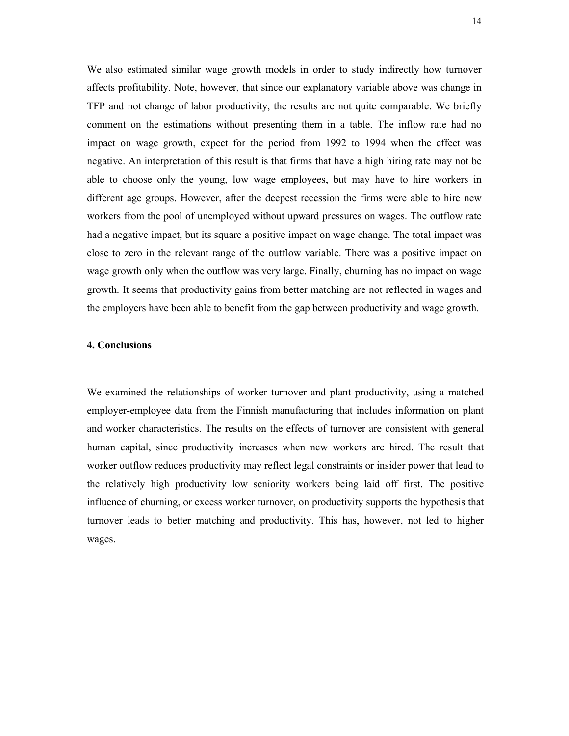We also estimated similar wage growth models in order to study indirectly how turnover affects profitability. Note, however, that since our explanatory variable above was change in TFP and not change of labor productivity, the results are not quite comparable. We briefly comment on the estimations without presenting them in a table. The inflow rate had no impact on wage growth, expect for the period from 1992 to 1994 when the effect was negative. An interpretation of this result is that firms that have a high hiring rate may not be able to choose only the young, low wage employees, but may have to hire workers in different age groups. However, after the deepest recession the firms were able to hire new workers from the pool of unemployed without upward pressures on wages. The outflow rate had a negative impact, but its square a positive impact on wage change. The total impact was close to zero in the relevant range of the outflow variable. There was a positive impact on wage growth only when the outflow was very large. Finally, churning has no impact on wage growth. It seems that productivity gains from better matching are not reflected in wages and the employers have been able to benefit from the gap between productivity and wage growth.

## 4. Conclusions

We examined the relationships of worker turnover and plant productivity, using a matched employer-employee data from the Finnish manufacturing that includes information on plant and worker characteristics. The results on the effects of turnover are consistent with general human capital, since productivity increases when new workers are hired. The result that worker outflow reduces productivity may reflect legal constraints or insider power that lead to the relatively high productivity low seniority workers being laid off first. The positive influence of churning, or excess worker turnover, on productivity supports the hypothesis that turnover leads to better matching and productivity. This has, however, not led to higher wages.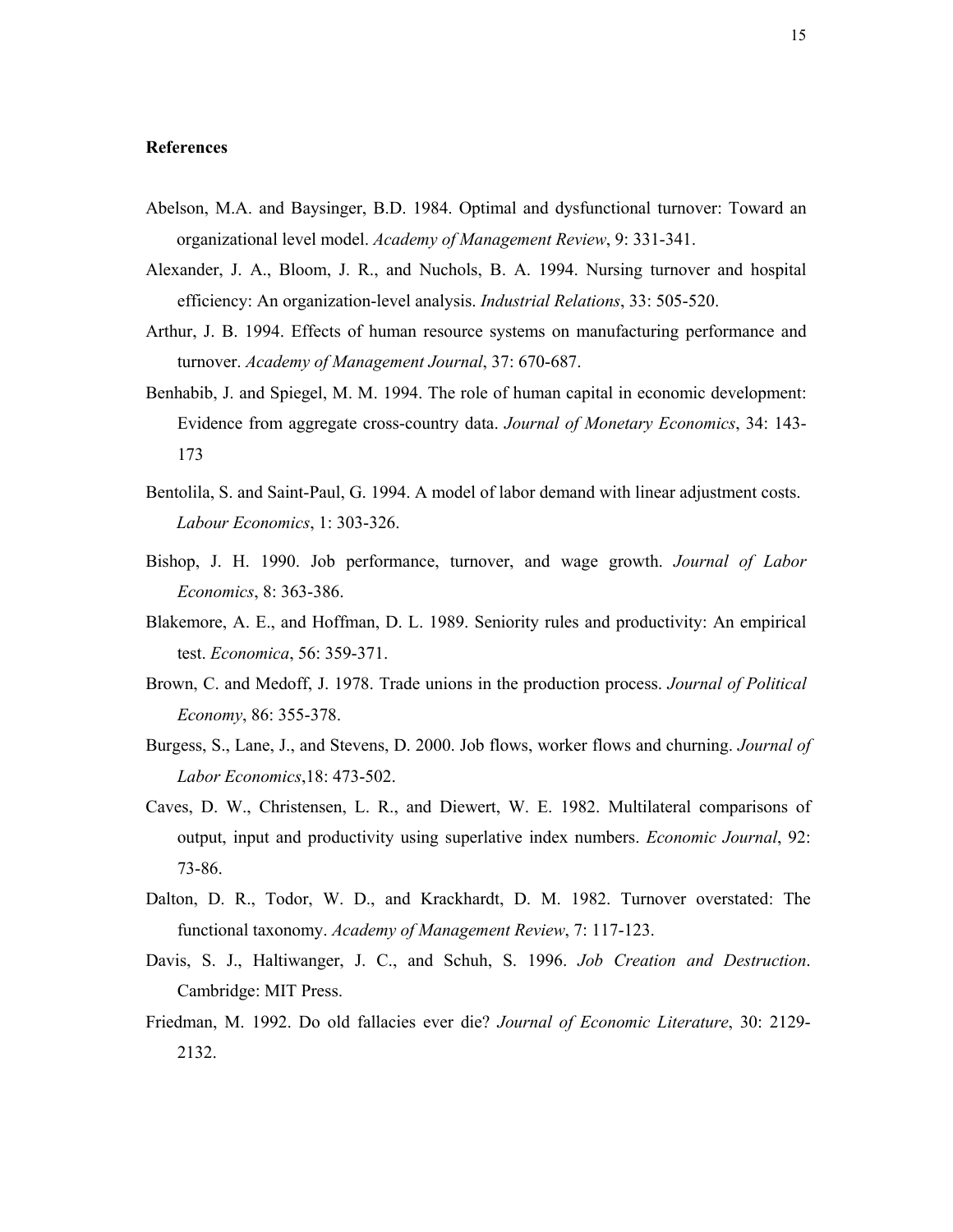**References**

Abelson, M.A. and Baysinger, B.D. 1984. Optimal and dysfunctional turnover: Toward an organizational level model. *Academy of Management Review*, 9: 331-341.

Alexander, J. A., Bloom, J. R., and Nuchols, B. A. 1994. Nursing turnover and hospital efficiency: An organization-level analysis. *Industrial Relations*, 33: 505-520.

Arthur, J. B. 1994. Effects of human resource systems on manufacturing performance and turnover. *Academy of Management Journal*, 37: 670-687.

Benhabib, J. and Spiegel, M. M. 1994. The role of human capital in economic development: Evidence from aggregate cross-country data. *Journal of Monetary Economics*, 34: 143-173

Bentolila, S. and Saint-Paul, G. 1994. A model of labor demand with linear adjustment costs. *Labour Economics*, 1: 303-326.

Bishop, J. H. 1990. Job performance, turnover, and wage growth. *Journal of Labor Economics*, 8: 363-386.

Blakemore, A. E., and Hoffman, D. L. 1989. Seniority rules and productivity: An empirical test. *Economica*, 56: 359-371.

Brown, C. and Medoff, J. 1978. Trade unions in the production process. *Journal of Political Economy*, 86: 355-378.

Burgess, S., Lane, J., and Stevens, D. 2000. Job flows, worker flows and churning. *Journal of Labor Economics*,18: 473-502.

Caves, D. W., Christensen, L. R., and Diewert, W. E. 1982. Multilateral comparisons of output, input and productivity using superlative index numbers. *Economic Journal*, 92: 73-86.

Dalton, D. R., Todor, W. D., and Krackhardt, D. M. 1982. Turnover overstated: The functional taxonomy. *Academy of Management Review*, 7: 117-123.

Davis, S. J., Haltiwanger, J. C., and Schuh, S. 1996. *Job Creation and Destruction*. Cambridge: MIT Press.

Friedman, M. 1992. Do old fallacies ever die? *Journal of Economic Literature*, 30: 2129-2132.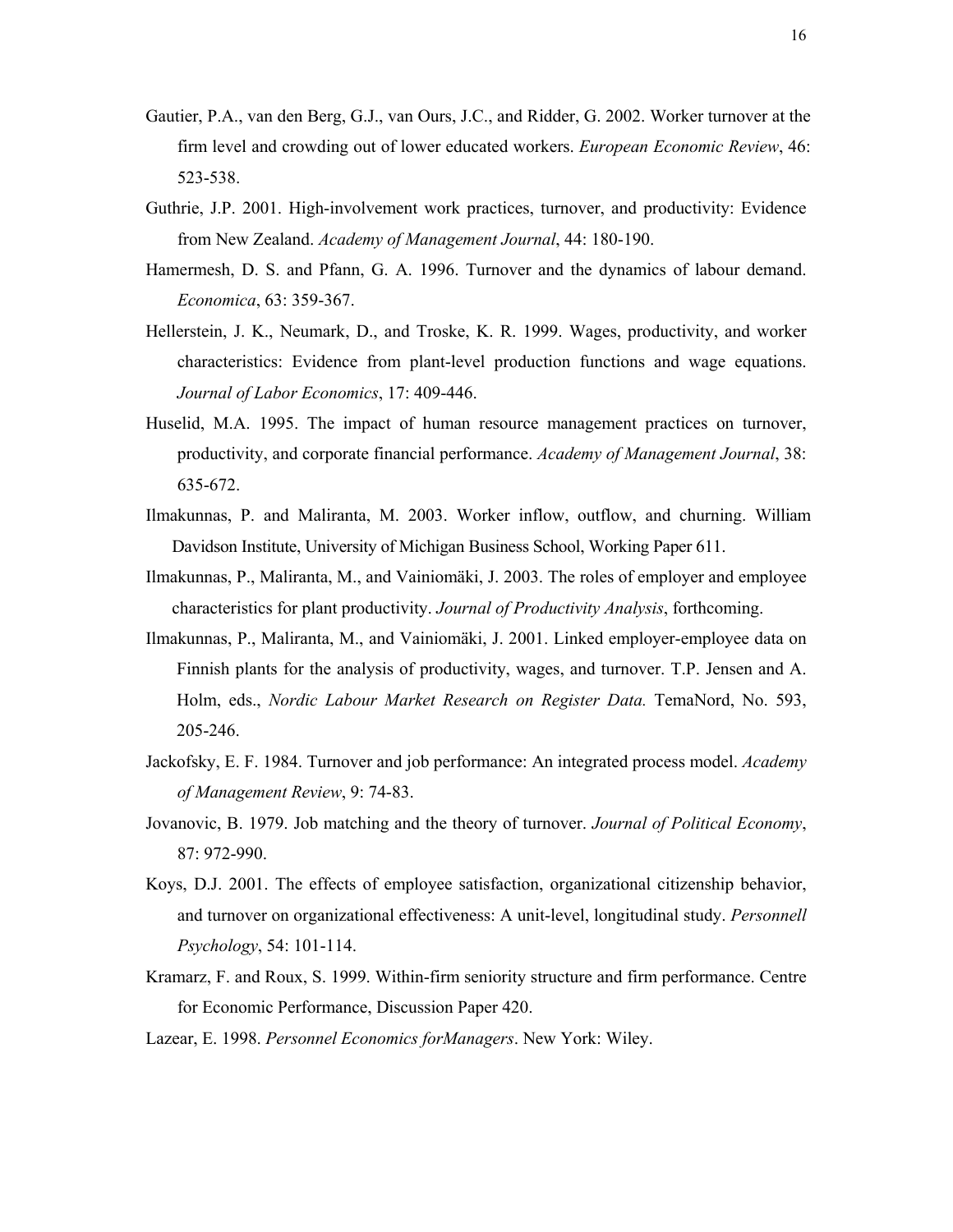Gautier, P.A., van den Berg, G.J., van Ours, J.C., and Ridder, G. 2002. Worker turnover at the firm level and crowding out of lower educated workers. *European Economic Review*, 46: 523-538.

Guthrie, J.P. 2001. High-involvement work practices, turnover, and productivity: Evidence from New Zealand. *Academy of Management Journal*, 44: 180-190.

Hamermesh, D. S. and Pfann, G. A. 1996. Turnover and the dynamics of labour demand. *Economica*, 63: 359-367.

Hellerstein, J. K., Neumark, D., and Troske, K. R. 1999. Wages, productivity, and worker characteristics: Evidence from plant-level production functions and wage equations. *Journal of Labor Economics*, 17: 409-446.

Huselid, M.A. 1995. The impact of human resource management practices on turnover, productivity, and corporate financial performance. *Academy of Management Journal*, 38: 635-672.

Ilmakunnas, P. and Maliranta, M. 2003. Worker inflow, outflow, and churning. William Davidson Institute, University of Michigan Business School, Working Paper 611.

Ilmakunnas, P., Maliranta, M., and Vainiomäki, J. 2003. The roles of employer and employee characteristics for plant productivity. *Journal of Productivity Analysis*, forthcoming.

Ilmakunnas, P., Maliranta, M., and Vainiomäki, J. 2001. Linked employer-employee data on Finnish plants for the analysis of productivity, wages, and turnover. T.P. Jensen and A. Holm, eds., *Nordic Labour Market Research on Register Data.* TemaNord, No. 593, 205-246.

Jackofsky, E. F. 1984. Turnover and job performance: An integrated process model. *Academy of Management Review*, 9: 74-83.

Jovanovic, B. 1979. Job matching and the theory of turnover. *Journal of Political Economy*, 87: 972-990.

Koys, D.J. 2001. The effects of employee satisfaction, organizational citizenship behavior, and turnover on organizational effectiveness: A unit-level, longitudinal study. *Personnell Psychology*, 54: 101-114.

Kramarz, F. and Roux, S. 1999. Within-firm seniority structure and firm performance. Centre for Economic Performance, Discussion Paper 420.

Lazear, E. 1998. *Personnel Economics forManagers*. New York: Wiley.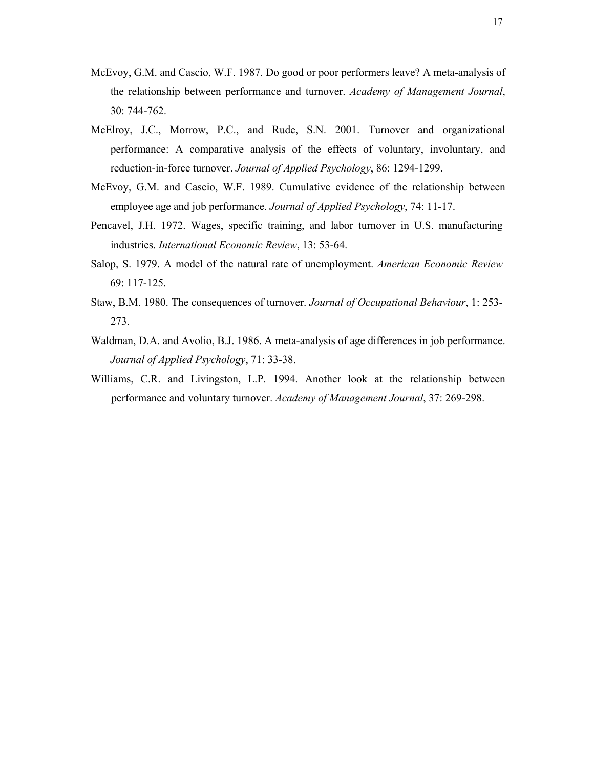McEvoy, G.M. and Cascio, W.F. 1987. Do good or poor performers leave? A meta-analysis of the relationship between performance and turnover. *Academy of Management Journal*, 30: 744-762.

McElroy, J.C., Morrow, P.C., and Rude, S.N. 2001. Turnover and organizational performance: A comparative analysis of the effects of voluntary, involuntary, and reduction-in-force turnover. *Journal of Applied Psychology*, 86: 1294-1299.

McEvoy, G.M. and Cascio, W.F. 1989. Cumulative evidence of the relationship between employee age and job performance. *Journal of Applied Psychology*, 74: 11-17.

Pencavel, J.H. 1972. Wages, specific training, and labor turnover in U.S. manufacturing industries. *International Economic Review*, 13: 53-64.

Salop, S. 1979. A model of the natural rate of unemployment. *American Economic Review* 69: 117-125.

Staw, B.M. 1980. The consequences of turnover. *Journal of Occupational Behaviour*, 1: 253-273.

Waldman, D.A. and Avolio, B.J. 1986. A meta-analysis of age differences in job performance. *Journal of Applied Psychology*, 71: 33-38.

Williams, C.R. and Livingston, L.P. 1994. Another look at the relationship between performance and voluntary turnover. *Academy of Management Journal*, 37: 269-298.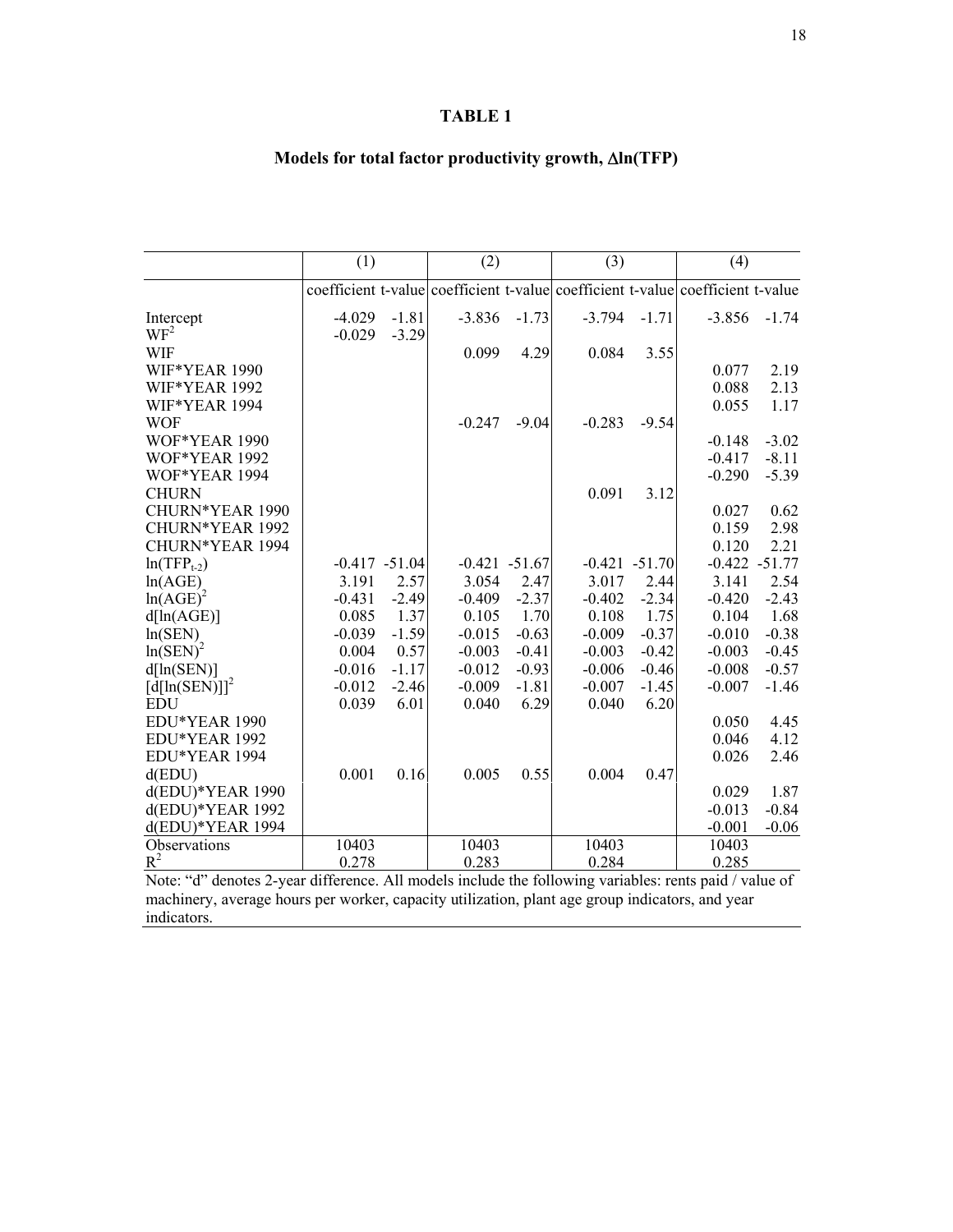**TABLE 1**

**Models for total factor productivity growth, Δln(TFP)**

| | (1) | | (2) | | (3) | | (4) | |
|---|---|---|---|---|---|---|---|---|
| | coefficient | t-value | coefficient | t-value | coefficient | t-value | coefficient | t-value |
| Intercept | -4.029 | -1.81 | -3.836 | -1.73 | -3.794 | -1.71 | -3.856 | -1.74 |
| $WF^2$ | -0.029 | -3.29 | | | | | | |
| WIF | | | 0.099 | 4.29 | 0.084 | 3.55 | | |
| WIF*YEAR 1990 | | | | | | | 0.077 | 2.19 |
| WIF*YEAR 1992 | | | | | | | 0.088 | 2.13 |
| WIF*YEAR 1994 | | | | | | | 0.055 | 1.17 |
| WOF | | | -0.247 | -9.04 | -0.283 | -9.54 | | |
| WOF*YEAR 1990 | | | | | | | -0.148 | -3.02 |
| WOF*YEAR 1992 | | | | | | | -0.417 | -8.11 |
| WOF*YEAR 1994 | | | | | | | -0.290 | -5.39 |
| CHURN | | | | | 0.091 | 3.12 | | |
| CHURN*YEAR 1990 | | | | | | | 0.027 | 0.62 |
| CHURN*YEAR 1992 | | | | | | | 0.159 | 2.98 |
| CHURN*YEAR 1994 | | | | | | | 0.120 | 2.21 |
| $\ln(TFP_{t-2})$ | -0.417 | -51.04 | -0.421 | -51.67 | -0.421 | -51.70 | -0.422 | -51.77 |
| ln(AGE) | 3.191 | 2.57 | 3.054 | 2.47 | 3.017 | 2.44 | 3.141 | 2.54 |
| $\ln(AGE)^2$ | -0.431 | -2.49 | -0.409 | -2.37 | -0.402 | -2.34 | -0.420 | -2.43 |
| d[ln(AGE)] | 0.085 | 1.37 | 0.105 | 1.70 | 0.108 | 1.75 | 0.104 | 1.68 |
| ln(SEN) | -0.039 | -1.59 | -0.015 | -0.63 | -0.009 | -0.37 | -0.010 | -0.38 |
| $\ln(SEN)^2$ | 0.004 | 0.57 | -0.003 | -0.41 | -0.003 | -0.42 | -0.003 | -0.45 |
| d[ln(SEN)] | -0.016 | -1.17 | -0.012 | -0.93 | -0.006 | -0.46 | -0.008 | -0.57 |
| $[d[\ln(SEN)]]^2$ | -0.012 | -2.46 | -0.009 | -1.81 | -0.007 | -1.45 | -0.007 | -1.46 |
| EDU | 0.039 | 6.01 | 0.040 | 6.29 | 0.040 | 6.20 | | |
| EDU*YEAR 1990 | | | | | | | 0.050 | 4.45 |
| EDU*YEAR 1992 | | | | | | | 0.046 | 4.12 |
| EDU*YEAR 1994 | | | | | | | 0.026 | 2.46 |
| d(EDU) | 0.001 | 0.16 | 0.005 | 0.55 | 0.004 | 0.47 | | |
| d(EDU)*YEAR 1990 | | | | | | | 0.029 | 1.87 |
| d(EDU)*YEAR 1992 | | | | | | | -0.013 | -0.84 |
| d(EDU)*YEAR 1994 | | | | | | | -0.001 | -0.06 |
| Observations | 10403 | | 10403 | | 10403 | | 10403 | |
| $R^2$ | 0.278 | | 0.283 | | 0.284 | | 0.285 | |

Note: "d" denotes 2-year difference. All models include the following variables: rents paid / value of machinery, average hours per worker, capacity utilization, plant age group indicators, and year indicators.